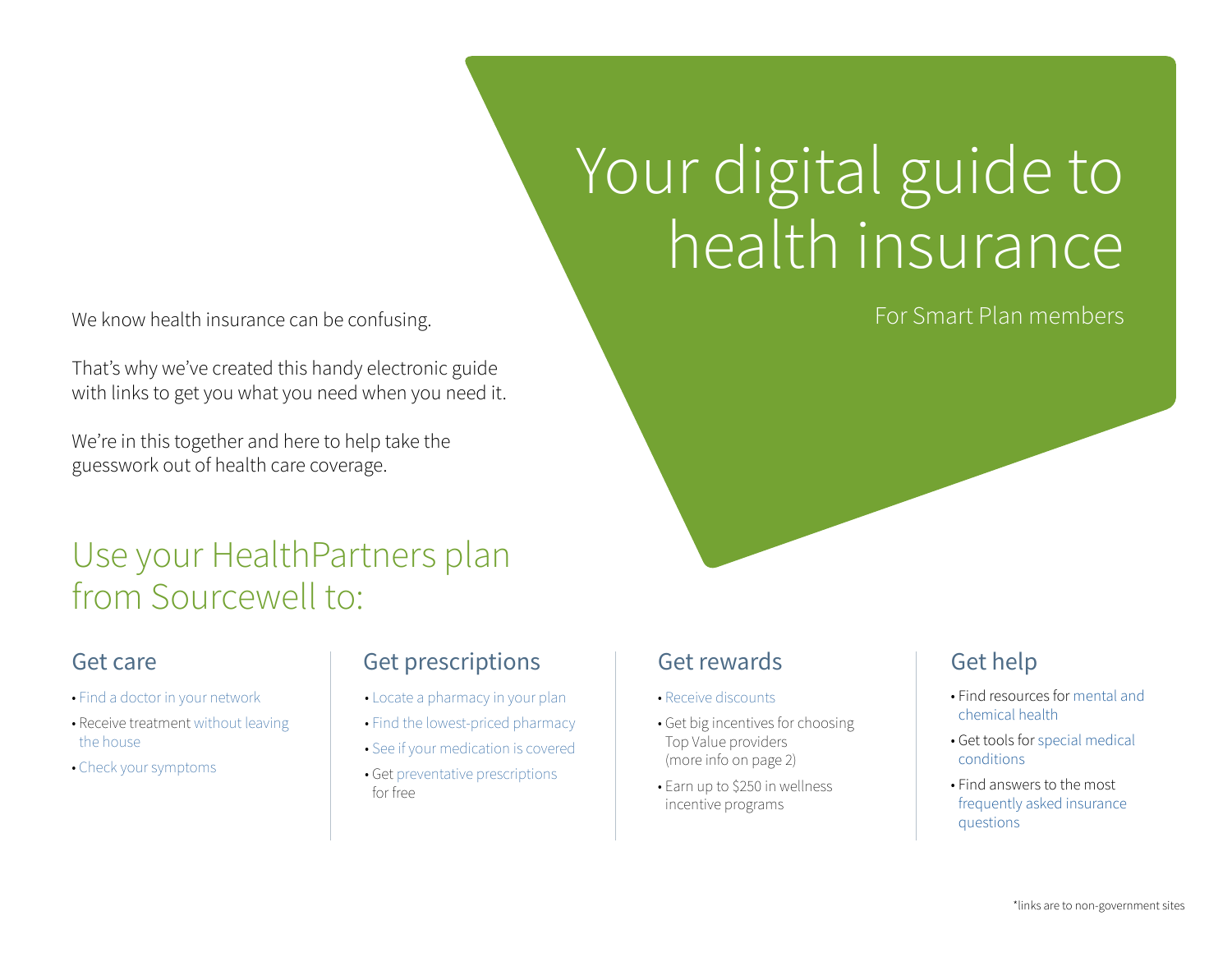# Your digital guide to health insurance

For Smart Plan members

We know health insurance can be confusing.

That's why we've created this handy electronic guide with links to get you what you need when you need it.

We're in this together and here to help take the guesswork out of health care coverage.

## Use your HealthPartners plan from Sourcewell to:

### Get care

- Find a doctor in your network
- Receive treatment without leaving the house
- Check your symptoms

### Get prescriptions

- Locate a pharmacy in your plan
- Find the lowest-priced pharmacy
- See if your medication is covered
- Get preventative prescriptions for free

### Get rewards

- Receive discounts
- Get big incentives for choosing Top Value providers (more info on page 2)
- Earn up to $250 in wellness incentive programs

### Get help

- Find resources for mental and chemical health
- Get tools for special medical conditions
- Find answers to the most frequently asked insurance questions

*links are to non-government sites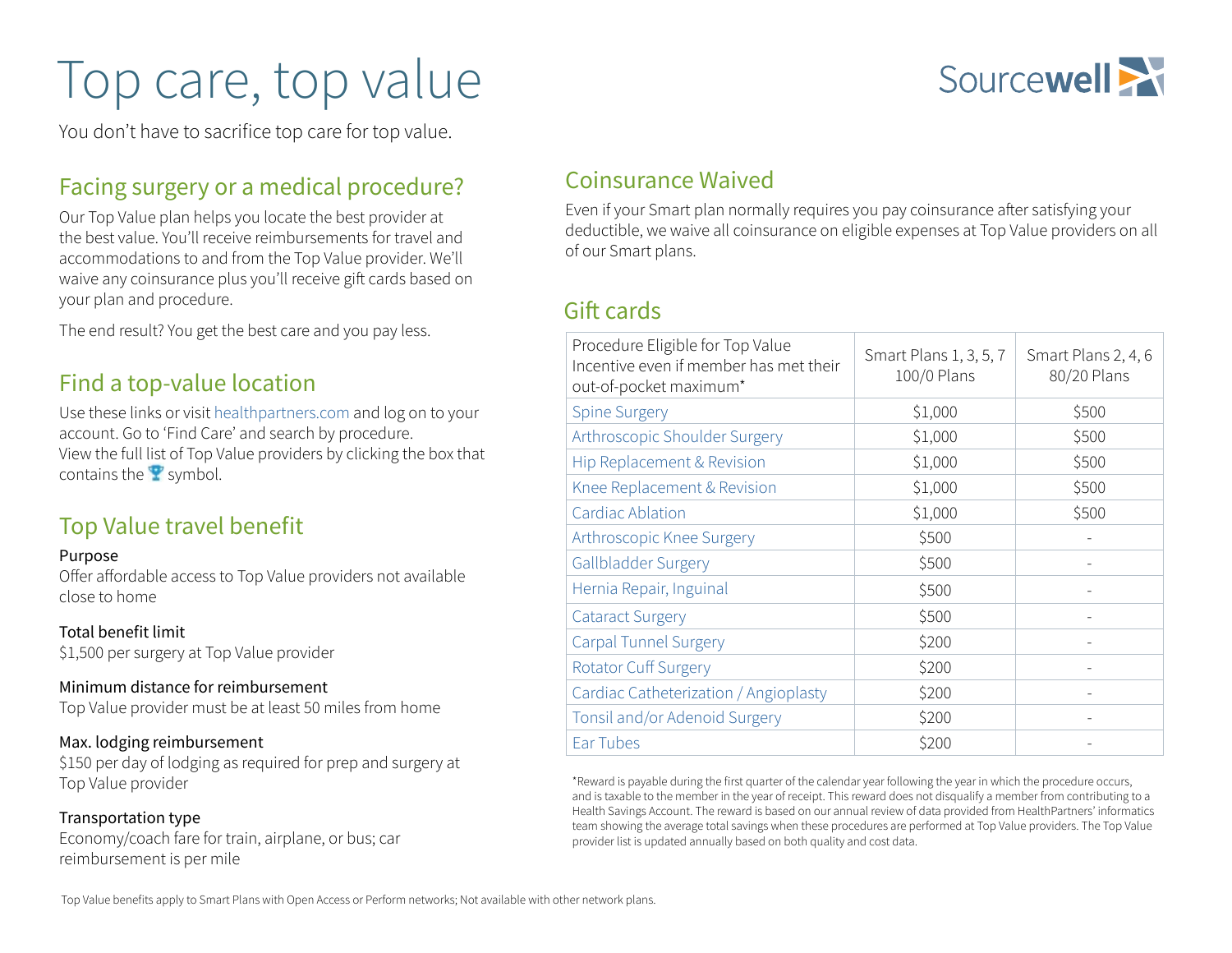# Top care, top value

You don't have to sacrifice top care for top value.

## Facing surgery or a medical procedure?

Our Top Value plan helps you locate the best provider at the best value. You'll receive reimbursements for travel and accommodations to and from the Top Value provider. We'll waive any coinsurance plus you'll receive gift cards based on your plan and procedure.

The end result? You get the best care and you pay less.

## Find a top-value location

Use these links or visit healthpartners.com and log on to your account. Go to 'Find Care' and search by procedure. View the full list of Top Value providers by clicking the box that contains the 🏆 symbol.

## Top Value travel benefit

**Purpose**
Offer affordable access to Top Value providers not available close to home

**Total benefit limit**
$1,500 per surgery at Top Value provider

**Minimum distance for reimbursement**
Top Value provider must be at least 50 miles from home

**Max. lodging reimbursement**
$150 per day of lodging as required for prep and surgery at Top Value provider

**Transportation type**
Economy/coach fare for train, airplane, or bus; car reimbursement is per mile

## Coinsurance Waived

Even if your Smart plan normally requires you pay coinsurance after satisfying your deductible, we waive all coinsurance on eligible expenses at Top Value providers on all of our Smart plans.

## Gift cards

| Procedure Eligible for Top Value Incentive even if member has met their out-of-pocket maximum* | Smart Plans 1, 3, 5, 7 100/0 Plans | Smart Plans 2, 4, 6 80/20 Plans |
|---|---|---|
| Spine Surgery | $1,000 | $500 |
| Arthroscopic Shoulder Surgery | $1,000 | $500 |
| Hip Replacement & Revision | $1,000 | $500 |
| Knee Replacement & Revision | $1,000 | $500 |
| Cardiac Ablation | $1,000 | $500 |
| Arthroscopic Knee Surgery | $500 | - |
| Gallbladder Surgery | $500 | - |
| Hernia Repair, Inguinal | $500 | - |
| Cataract Surgery | $500 | - |
| Carpal Tunnel Surgery | $200 | - |
| Rotator Cuff Surgery | $200 | - |
| Cardiac Catheterization / Angioplasty | $200 | - |
| Tonsil and/or Adenoid Surgery | $200 | - |
| Ear Tubes | $200 | - |

*Reward is payable during the first quarter of the calendar year following the year in which the procedure occurs, and is taxable to the member in the year of receipt. This reward does not disqualify a member from contributing to a Health Savings Account. The reward is based on our annual review of data provided from HealthPartners' informatics team showing the average total savings when these procedures are performed at Top Value providers. The Top Value provider list is updated annually based on both quality and cost data.

Top Value benefits apply to Smart Plans with Open Access or Perform networks; Not available with other network plans.